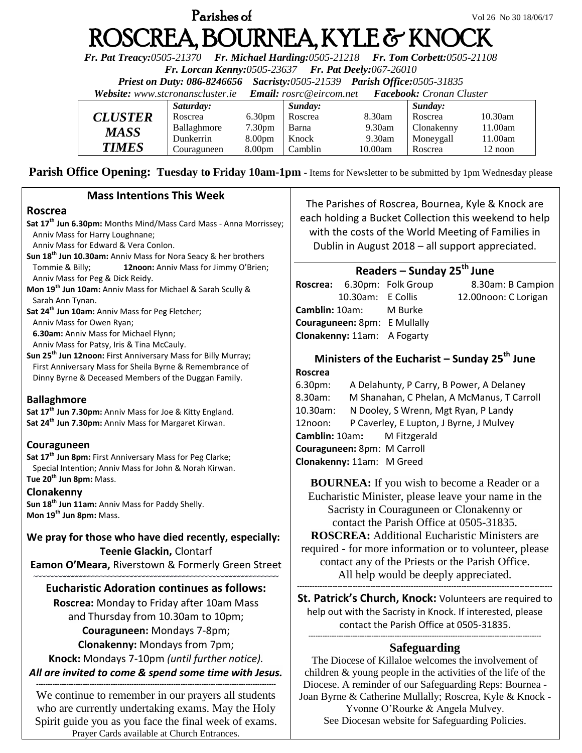# Parishes of ROSCREA, BOURNEA, KYLE & KNOCK

Vol 26 No 30 18/06/17

***Fr. Pat Treacy:****0505-21370* ***Fr. Michael Harding:****0505-21218* ***Fr. Tom Corbett:****0505-21108*
***Fr. Lorcan Kenny:****0505-23637* ***Fr. Pat Deely:****067-26010*
***Priest on Duty:*** *086-8246656* ***Sacristy:****0505-21539* ***Parish Office:****0505-31835*
***Website:*** *www.stcronanscluster.ie* ***Email:*** *rosrc@eircom.net* ***Facebook:*** *Cronan Cluster*

| *CLUSTER MASS TIMES* | *Saturday:* | | *Sunday:* | | *Sunday:* | |
|---|---|---|---|---|---|---|
| | Roscrea | 6.30pm | Roscrea | 8.30am | Roscrea | 10.30am |
| | Ballaghmore | 7.30pm | Barna | 9.30am | Clonakenny | 11.00am |
| | Dunkerrin | 8.00pm | Knock | 9.30am | Moneygall | 11.00am |
| | Couraguneen | 8.00pm | Camblin | 10.00am | Roscrea | 12 noon |

**Parish Office Opening: Tuesday to Friday 10am-1pm** - Items for Newsletter to be submitted by 1pm Wednesday please

## Mass Intentions This Week

### Roscrea

**Sat 17th Jun 6.30pm:** Months Mind/Mass Card Mass - Anna Morrissey; Anniv Mass for Harry Loughnane; Anniv Mass for Edward & Vera Conlon.
**Sun 18th Jun 10.30am:** Anniv Mass for Nora Seacy & her brothers Tommie & Billy; **12noon:** Anniv Mass for Jimmy O'Brien; Anniv Mass for Peg & Dick Reidy.
**Mon 19th Jun 10am:** Anniv Mass for Michael & Sarah Scully & Sarah Ann Tynan.
**Sat 24th Jun 10am:** Anniv Mass for Peg Fletcher; Anniv Mass for Owen Ryan;
**6.30am:** Anniv Mass for Michael Flynn; Anniv Mass for Patsy, Iris & Tina McCauly.
**Sun 25th Jun 12noon:** First Anniversary Mass for Billy Murray; First Anniversary Mass for Sheila Byrne & Remembrance of Dinny Byrne & Deceased Members of the Duggan Family.

### Ballaghmore

**Sat 17th Jun 7.30pm:** Anniv Mass for Joe & Kitty England.
**Sat 24th Jun 7.30pm:** Anniv Mass for Margaret Kirwan.

### Couraguneen

**Sat 17th Jun 8pm:** First Anniversary Mass for Peg Clarke; Special Intention; Anniv Mass for John & Norah Kirwan.
**Tue 20th Jun 8pm:** Mass.

### Clonakenny

**Sun 18th Jun 11am:** Anniv Mass for Paddy Shelly.
**Mon 19th Jun 8pm:** Mass.

**We pray for those who have died recently, especially:**
**Teenie Glackin,** Clontarf
**Eamon O'Meara,** Riverstown & Formerly Green Street

**Eucharistic Adoration continues as follows:**
**Roscrea:** Monday to Friday after 10am Mass and Thursday from 10.30am to 10pm;
**Couraguneen:** Mondays 7-8pm;
**Clonakenny:** Mondays from 7pm;
**Knock:** Mondays 7-10pm *(until further notice).*
***All are invited to come & spend some time with Jesus.***

We continue to remember in our prayers all students who are currently undertaking exams. May the Holy Spirit guide you as you face the final week of exams.
Prayer Cards available at Church Entrances.

The Parishes of Roscrea, Bournea, Kyle & Knock are each holding a Bucket Collection this weekend to help with the costs of the World Meeting of Families in Dublin in August 2018 – all support appreciated.

## Readers – Sunday 25th June

**Roscrea:** 6.30pm: Folk Group 8.30am: B Campion
10.30am: E Collis 12.00noon: C Lorigan
**Camblin:** 10am: M Burke
**Couraguneen:** 8pm: E Mullally
**Clonakenny:** 11am: A Fogarty

## Ministers of the Eucharist – Sunday 25th June

**Roscrea**
6.30pm: A Delahunty, P Carry, B Power, A Delaney
8.30am: M Shanahan, C Phelan, A McManus, T Carroll
10.30am: N Dooley, S Wrenn, Mgt Ryan, P Landy
12noon: P Caverley, E Lupton, J Byrne, J Mulvey
**Camblin:** 10am**:** M Fitzgerald
**Couraguneen:** 8pm: M Carroll
**Clonakenny:** 11am: M Greed

**BOURNEA:** If you wish to become a Reader or a Eucharistic Minister, please leave your name in the Sacristy in Couraguneen or Clonakenny or contact the Parish Office at 0505-31835.
**ROSCREA:** Additional Eucharistic Ministers are required - for more information or to volunteer, please contact any of the Priests or the Parish Office. All help would be deeply appreciated.

**St. Patrick's Church, Knock:** Volunteers are required to help out with the Sacristy in Knock. If interested, please contact the Parish Office at 0505-31835.

## Safeguarding

The Diocese of Killaloe welcomes the involvement of children & young people in the activities of the life of the Diocese. A reminder of our Safeguarding Reps: Bournea - Joan Byrne & Catherine Mullally; Roscrea, Kyle & Knock - Yvonne O'Rourke & Angela Mulvey.
See Diocesan website for Safeguarding Policies.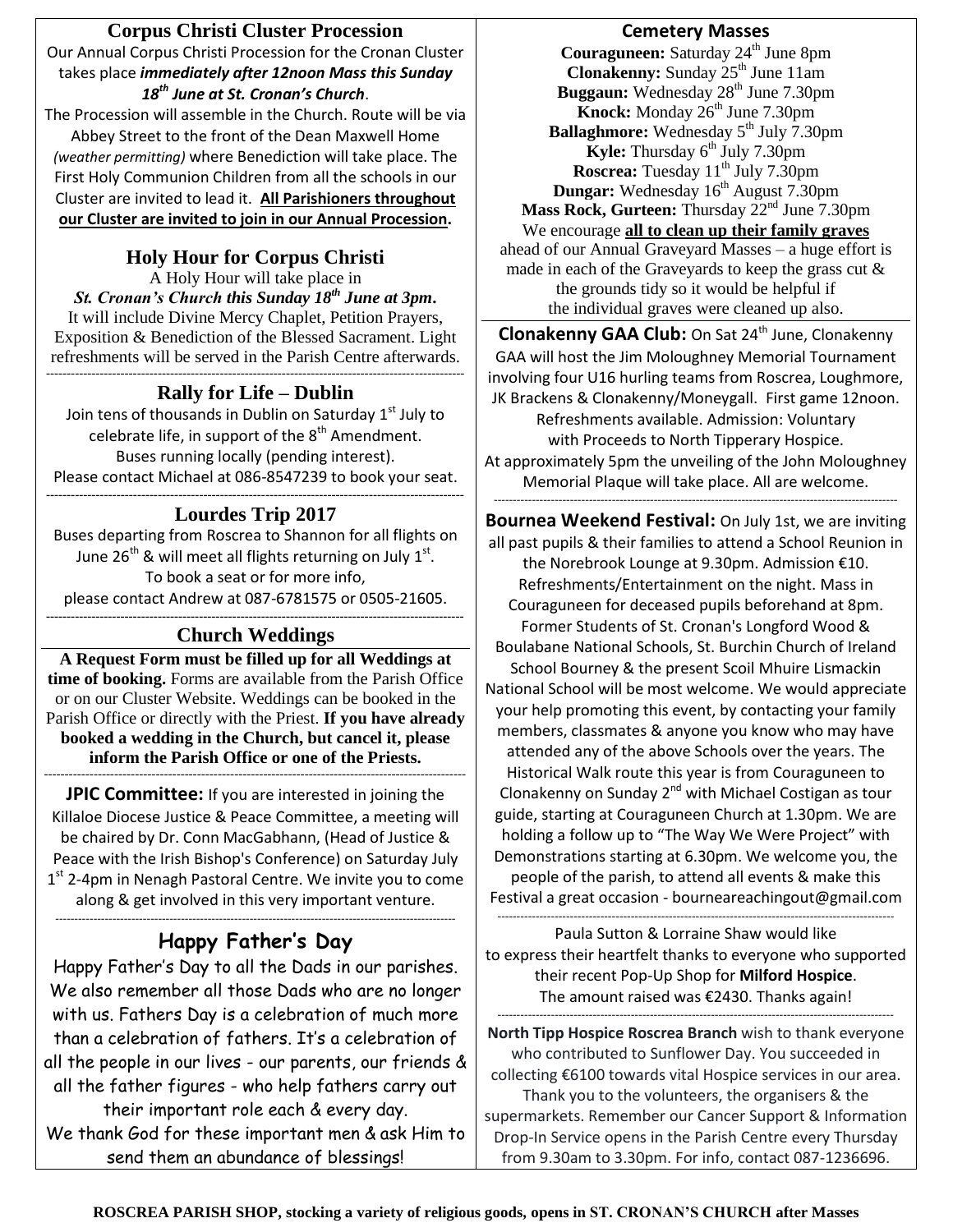## Corpus Christi Cluster Procession

Our Annual Corpus Christi Procession for the Cronan Cluster takes place ***immediately after 12noon Mass this Sunday 18th June at St. Cronan's Church***.

The Procession will assemble in the Church. Route will be via Abbey Street to the front of the Dean Maxwell Home *(weather permitting)* where Benediction will take place. The First Holy Communion Children from all the schools in our Cluster are invited to lead it. **All Parishioners throughout our Cluster are invited to join in our Annual Procession.**

## Holy Hour for Corpus Christi

A Holy Hour will take place in ***St. Cronan's Church this Sunday 18th June at 3pm.*** It will include Divine Mercy Chaplet, Petition Prayers, Exposition & Benediction of the Blessed Sacrament. Light refreshments will be served in the Parish Centre afterwards.

---

## Rally for Life – Dublin

Join tens of thousands in Dublin on Saturday 1st July to celebrate life, in support of the 8th Amendment.

Buses running locally (pending interest).

Please contact Michael at 086-8547239 to book your seat.

---

## Lourdes Trip 2017

Buses departing from Roscrea to Shannon for all flights on June 26th & will meet all flights returning on July 1st.

To book a seat or for more info, please contact Andrew at 087-6781575 or 0505-21605.

---

## Church Weddings

**A Request Form must be filled up for all Weddings at time of booking.** Forms are available from the Parish Office or on our Cluster Website. Weddings can be booked in the Parish Office or directly with the Priest. **If you have already booked a wedding in the Church, but cancel it, please inform the Parish Office or one of the Priests.**

---

**JPIC Committee:** If you are interested in joining the Killaloe Diocese Justice & Peace Committee, a meeting will be chaired by Dr. Conn MacGabhann, (Head of Justice & Peace with the Irish Bishop's Conference) on Saturday July 1st 2-4pm in Nenagh Pastoral Centre. We invite you to come along & get involved in this very important venture.

---

## Happy Father's Day

Happy Father's Day to all the Dads in our parishes. We also remember all those Dads who are no longer with us. Fathers Day is a celebration of much more than a celebration of fathers. It's a celebration of all the people in our lives - our parents, our friends & all the father figures - who help fathers carry out their important role each & every day.

We thank God for these important men & ask Him to send them an abundance of blessings!

## Cemetery Masses

**Couraguneen:** Saturday 24th June 8pm
**Clonakenny:** Sunday 25th June 11am
**Buggaun:** Wednesday 28th June 7.30pm
**Knock:** Monday 26th June 7.30pm
**Ballaghmore:** Wednesday 5th July 7.30pm
**Kyle:** Thursday 6th July 7.30pm
**Roscrea:** Tuesday 11th July 7.30pm
**Dungar:** Wednesday 16th August 7.30pm
**Mass Rock, Gurteen:** Thursday 22nd June 7.30pm

We encourage **all to clean up their family graves** ahead of our Annual Graveyard Masses – a huge effort is made in each of the Graveyards to keep the grass cut & the grounds tidy so it would be helpful if the individual graves were cleaned up also.

---

**Clonakenny GAA Club:** On Sat 24th June, Clonakenny GAA will host the Jim Moloughney Memorial Tournament involving four U16 hurling teams from Roscrea, Loughmore, JK Brackens & Clonakenny/Moneygall. First game 12noon. Refreshments available. Admission: Voluntary with Proceeds to North Tipperary Hospice.

At approximately 5pm the unveiling of the John Moloughney Memorial Plaque will take place. All are welcome.

---

**Bournea Weekend Festival:** On July 1st, we are inviting all past pupils & their families to attend a School Reunion in the Norebrook Lounge at 9.30pm. Admission €10. Refreshments/Entertainment on the night. Mass in Couraguneen for deceased pupils beforehand at 8pm. Former Students of St. Cronan's Longford Wood & Boulabane National Schools, St. Burchin Church of Ireland School Bourney & the present Scoil Mhuire Lismackin National School will be most welcome. We would appreciate your help promoting this event, by contacting your family members, classmates & anyone you know who may have attended any of the above Schools over the years. The Historical Walk route this year is from Couraguneen to Clonakenny on Sunday 2nd with Michael Costigan as tour guide, starting at Couraguneen Church at 1.30pm. We are holding a follow up to "The Way We Were Project" with Demonstrations starting at 6.30pm. We welcome you, the people of the parish, to attend all events & make this Festival a great occasion - bourneareachingout@gmail.com

---

Paula Sutton & Lorraine Shaw would like to express their heartfelt thanks to everyone who supported their recent Pop-Up Shop for **Milford Hospice**. The amount raised was €2430. Thanks again!

---

**North Tipp Hospice Roscrea Branch** wish to thank everyone who contributed to Sunflower Day. You succeeded in collecting €6100 towards vital Hospice services in our area. Thank you to the volunteers, the organisers & the supermarkets. Remember our Cancer Support & Information Drop-In Service opens in the Parish Centre every Thursday from 9.30am to 3.30pm. For info, contact 087-1236696.

**ROSCREA PARISH SHOP, stocking a variety of religious goods, opens in ST. CRONAN'S CHURCH after Masses**